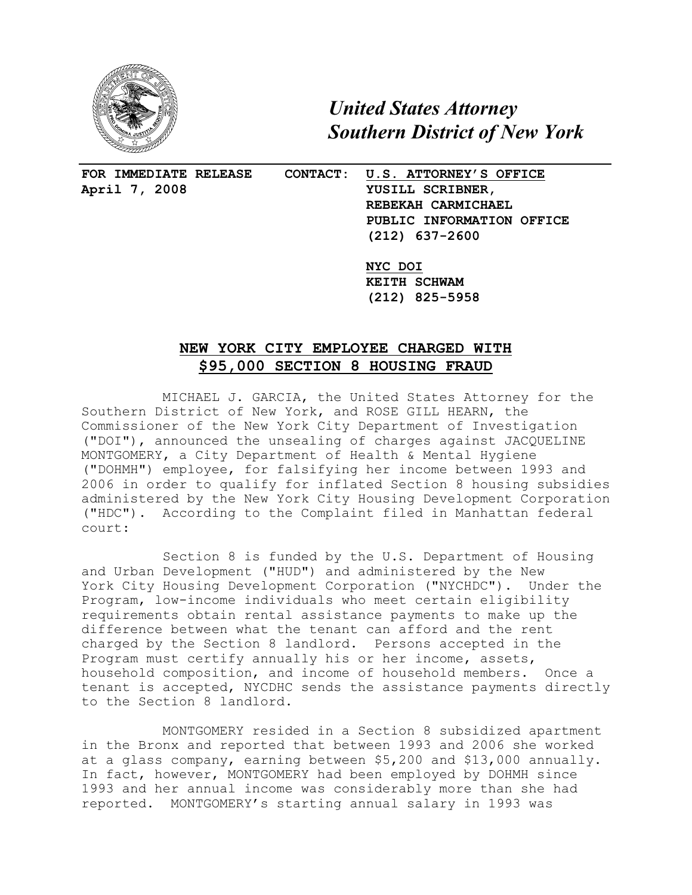# *United States Attorney*
# *Southern District of New York*

**FOR IMMEDIATE RELEASE**
**April 7, 2008**

**CONTACT:** **U.S. ATTORNEY'S OFFICE**
**YUSILL SCRIBNER,**
**REBEKAH CARMICHAEL**
**PUBLIC INFORMATION OFFICE**
**(212) 637-2600**

**NYC DOI**
**KEITH SCHWAM**
**(212) 825-5958**

## NEW YORK CITY EMPLOYEE CHARGED WITH $95,000 SECTION 8 HOUSING FRAUD

MICHAEL J. GARCIA, the United States Attorney for the Southern District of New York, and ROSE GILL HEARN, the Commissioner of the New York City Department of Investigation ("DOI"), announced the unsealing of charges against JACQUELINE MONTGOMERY, a City Department of Health & Mental Hygiene ("DOHMH") employee, for falsifying her income between 1993 and 2006 in order to qualify for inflated Section 8 housing subsidies administered by the New York City Housing Development Corporation ("HDC"). According to the Complaint filed in Manhattan federal court:

Section 8 is funded by the U.S. Department of Housing and Urban Development ("HUD") and administered by the New York City Housing Development Corporation ("NYCHDC"). Under the Program, low-income individuals who meet certain eligibility requirements obtain rental assistance payments to make up the difference between what the tenant can afford and the rent charged by the Section 8 landlord. Persons accepted in the Program must certify annually his or her income, assets, household composition, and income of household members. Once a tenant is accepted, NYCDHC sends the assistance payments directly to the Section 8 landlord.

MONTGOMERY resided in a Section 8 subsidized apartment in the Bronx and reported that between 1993 and 2006 she worked at a glass company, earning between $5,200 and $13,000 annually. In fact, however, MONTGOMERY had been employed by DOHMH since 1993 and her annual income was considerably more than she had reported. MONTGOMERY's starting annual salary in 1993 was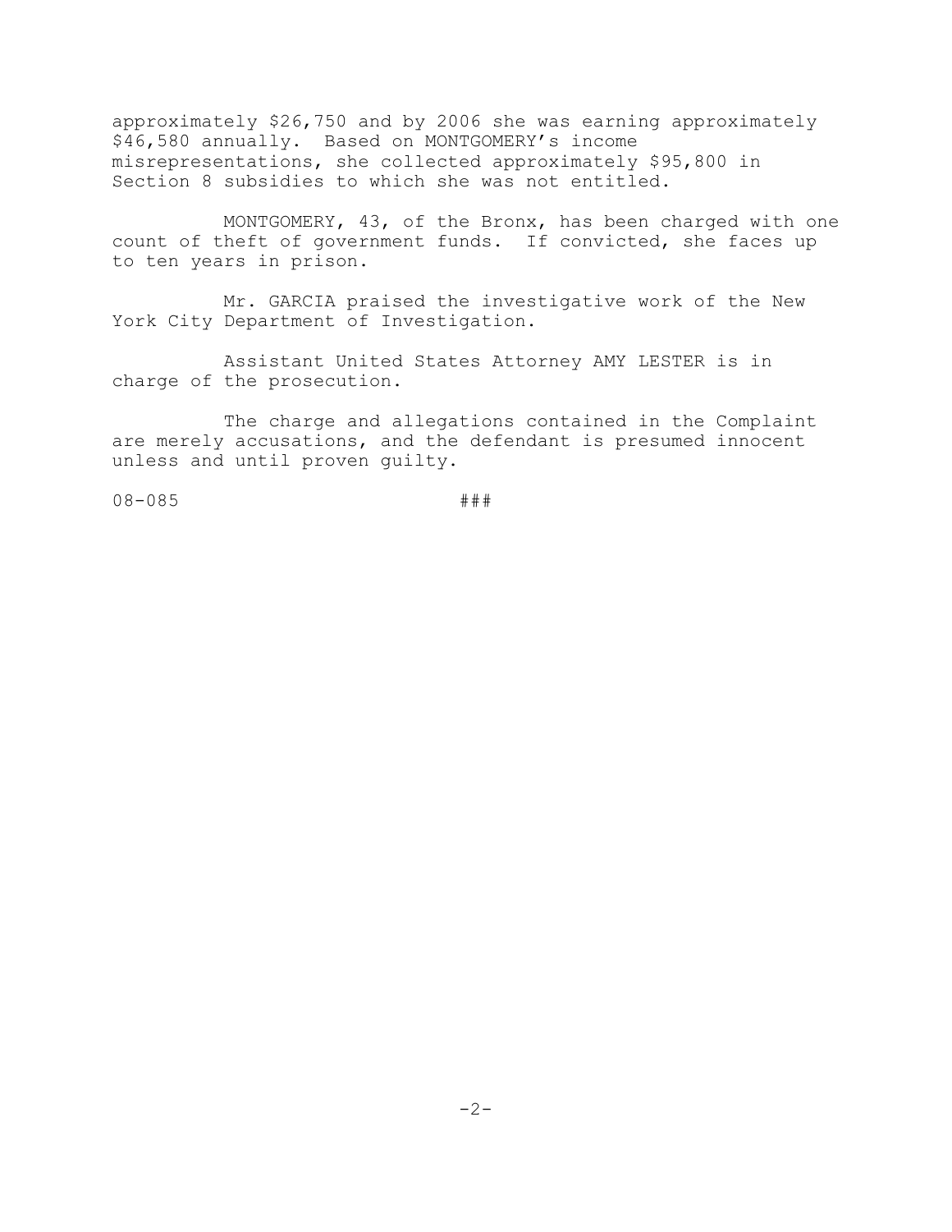approximately $26,750 and by 2006 she was earning approximately $46,580 annually. Based on MONTGOMERY's income misrepresentations, she collected approximately $95,800 in Section 8 subsidies to which she was not entitled.

MONTGOMERY, 43, of the Bronx, has been charged with one count of theft of government funds. If convicted, she faces up to ten years in prison.

Mr. GARCIA praised the investigative work of the New York City Department of Investigation.

Assistant United States Attorney AMY LESTER is in charge of the prosecution.

The charge and allegations contained in the Complaint are merely accusations, and the defendant is presumed innocent unless and until proven guilty.

08-085 ###